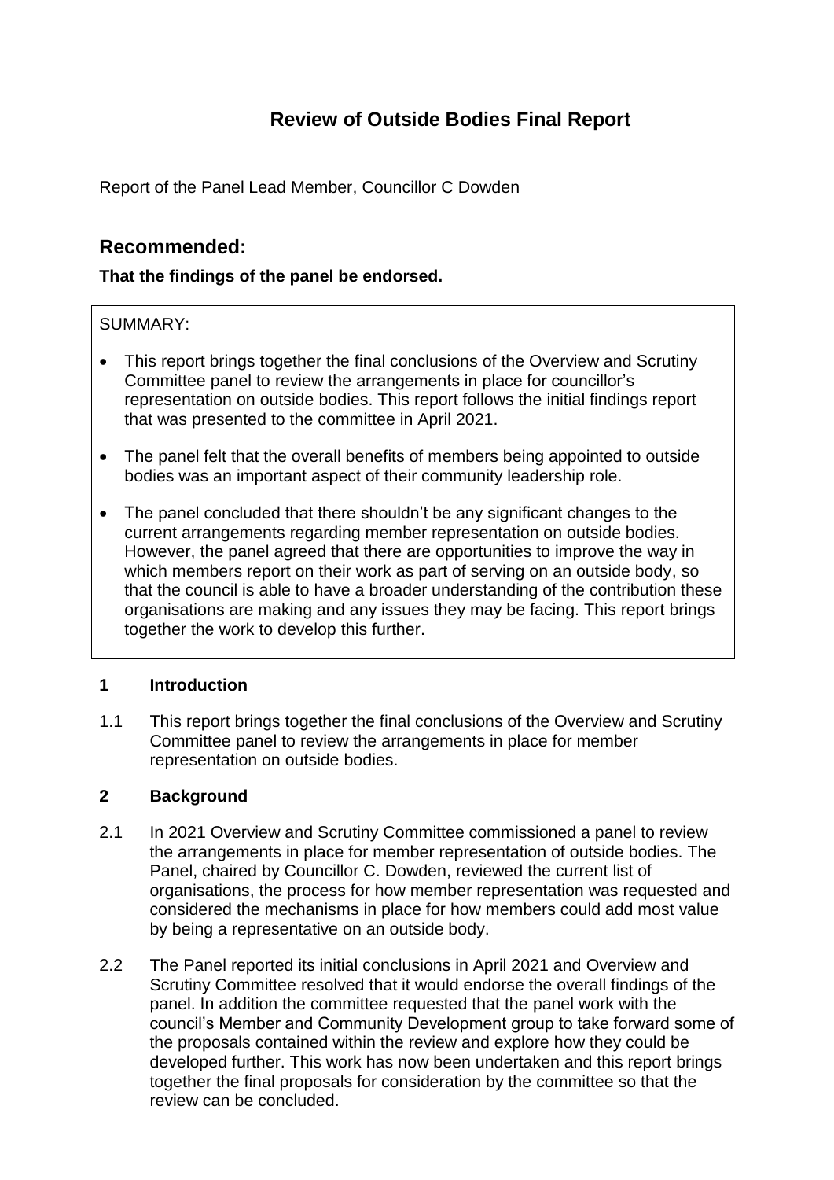# Review of Outside Bodies Final Report

Report of the Panel Lead Member, Councillor C Dowden

## Recommended:

**That the findings of the panel be endorsed.**

SUMMARY:

- This report brings together the final conclusions of the Overview and Scrutiny Committee panel to review the arrangements in place for councillor's representation on outside bodies. This report follows the initial findings report that was presented to the committee in April 2021.
- The panel felt that the overall benefits of members being appointed to outside bodies was an important aspect of their community leadership role.
- The panel concluded that there shouldn't be any significant changes to the current arrangements regarding member representation on outside bodies. However, the panel agreed that there are opportunities to improve the way in which members report on their work as part of serving on an outside body, so that the council is able to have a broader understanding of the contribution these organisations are making and any issues they may be facing. This report brings together the work to develop this further.

### 1 Introduction

1.1 This report brings together the final conclusions of the Overview and Scrutiny Committee panel to review the arrangements in place for member representation on outside bodies.

### 2 Background

2.1 In 2021 Overview and Scrutiny Committee commissioned a panel to review the arrangements in place for member representation of outside bodies. The Panel, chaired by Councillor C. Dowden, reviewed the current list of organisations, the process for how member representation was requested and considered the mechanisms in place for how members could add most value by being a representative on an outside body.

2.2 The Panel reported its initial conclusions in April 2021 and Overview and Scrutiny Committee resolved that it would endorse the overall findings of the panel. In addition the committee requested that the panel work with the council's Member and Community Development group to take forward some of the proposals contained within the review and explore how they could be developed further. This work has now been undertaken and this report brings together the final proposals for consideration by the committee so that the review can be concluded.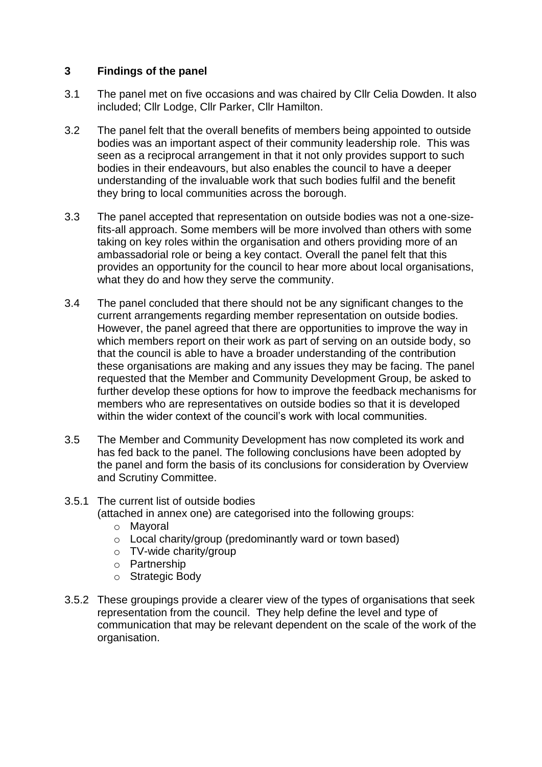## 3 Findings of the panel

3.1 The panel met on five occasions and was chaired by Cllr Celia Dowden. It also included; Cllr Lodge, Cllr Parker, Cllr Hamilton.

3.2 The panel felt that the overall benefits of members being appointed to outside bodies was an important aspect of their community leadership role. This was seen as a reciprocal arrangement in that it not only provides support to such bodies in their endeavours, but also enables the council to have a deeper understanding of the invaluable work that such bodies fulfil and the benefit they bring to local communities across the borough.

3.3 The panel accepted that representation on outside bodies was not a one-size-fits-all approach. Some members will be more involved than others with some taking on key roles within the organisation and others providing more of an ambassadorial role or being a key contact. Overall the panel felt that this provides an opportunity for the council to hear more about local organisations, what they do and how they serve the community.

3.4 The panel concluded that there should not be any significant changes to the current arrangements regarding member representation on outside bodies. However, the panel agreed that there are opportunities to improve the way in which members report on their work as part of serving on an outside body, so that the council is able to have a broader understanding of the contribution these organisations are making and any issues they may be facing. The panel requested that the Member and Community Development Group, be asked to further develop these options for how to improve the feedback mechanisms for members who are representatives on outside bodies so that it is developed within the wider context of the council's work with local communities.

3.5 The Member and Community Development has now completed its work and has fed back to the panel. The following conclusions have been adopted by the panel and form the basis of its conclusions for consideration by Overview and Scrutiny Committee.

3.5.1 The current list of outside bodies (attached in annex one) are categorised into the following groups:

- Mayoral
- Local charity/group (predominantly ward or town based)
- TV-wide charity/group
- Partnership
- Strategic Body

3.5.2 These groupings provide a clearer view of the types of organisations that seek representation from the council. They help define the level and type of communication that may be relevant dependent on the scale of the work of the organisation.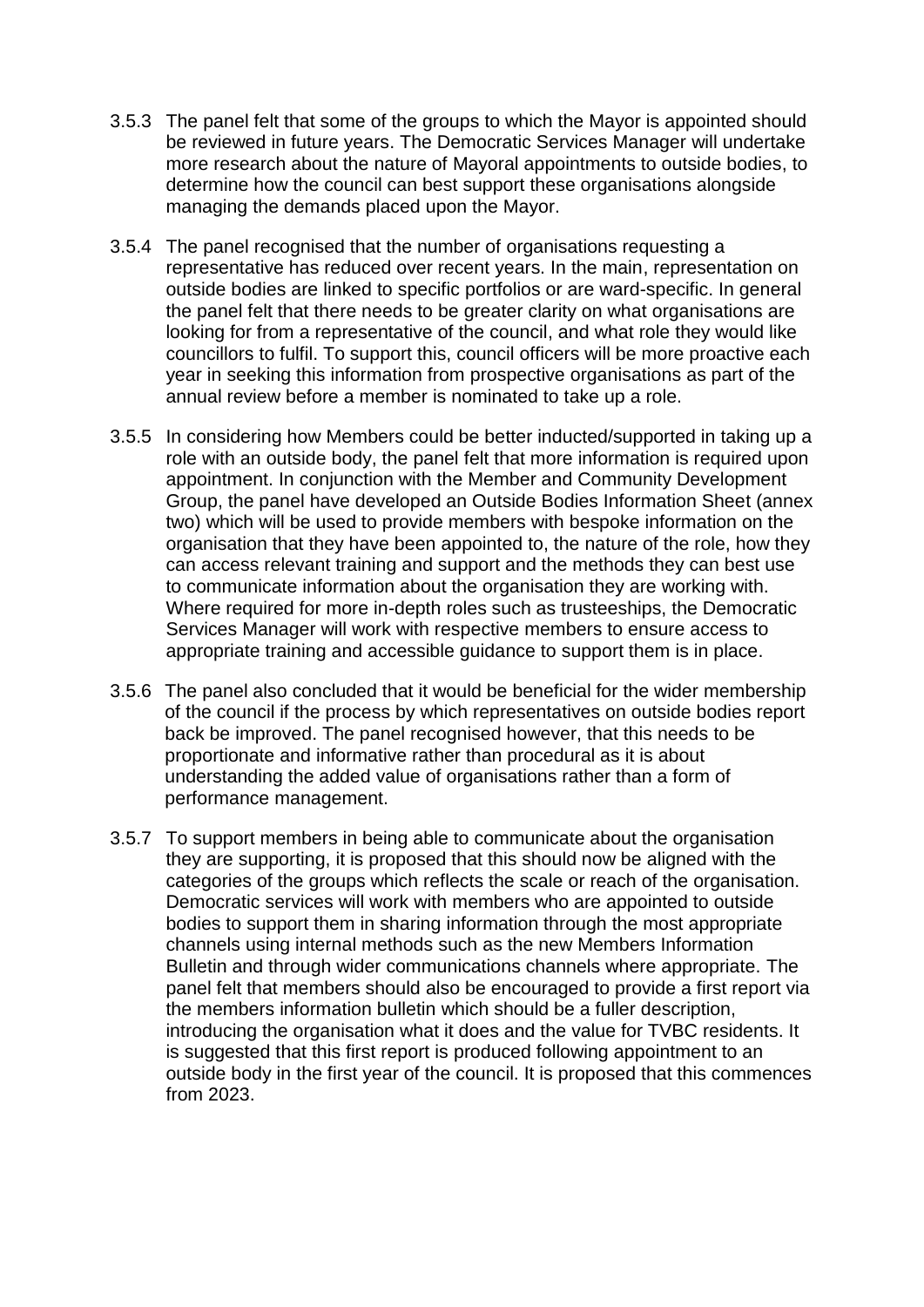3.5.3 The panel felt that some of the groups to which the Mayor is appointed should be reviewed in future years. The Democratic Services Manager will undertake more research about the nature of Mayoral appointments to outside bodies, to determine how the council can best support these organisations alongside managing the demands placed upon the Mayor.

3.5.4 The panel recognised that the number of organisations requesting a representative has reduced over recent years. In the main, representation on outside bodies are linked to specific portfolios or are ward-specific. In general the panel felt that there needs to be greater clarity on what organisations are looking for from a representative of the council, and what role they would like councillors to fulfil. To support this, council officers will be more proactive each year in seeking this information from prospective organisations as part of the annual review before a member is nominated to take up a role.

3.5.5 In considering how Members could be better inducted/supported in taking up a role with an outside body, the panel felt that more information is required upon appointment. In conjunction with the Member and Community Development Group, the panel have developed an Outside Bodies Information Sheet (annex two) which will be used to provide members with bespoke information on the organisation that they have been appointed to, the nature of the role, how they can access relevant training and support and the methods they can best use to communicate information about the organisation they are working with. Where required for more in-depth roles such as trusteeships, the Democratic Services Manager will work with respective members to ensure access to appropriate training and accessible guidance to support them is in place.

3.5.6 The panel also concluded that it would be beneficial for the wider membership of the council if the process by which representatives on outside bodies report back be improved. The panel recognised however, that this needs to be proportionate and informative rather than procedural as it is about understanding the added value of organisations rather than a form of performance management.

3.5.7 To support members in being able to communicate about the organisation they are supporting, it is proposed that this should now be aligned with the categories of the groups which reflects the scale or reach of the organisation. Democratic services will work with members who are appointed to outside bodies to support them in sharing information through the most appropriate channels using internal methods such as the new Members Information Bulletin and through wider communications channels where appropriate. The panel felt that members should also be encouraged to provide a first report via the members information bulletin which should be a fuller description, introducing the organisation what it does and the value for TVBC residents. It is suggested that this first report is produced following appointment to an outside body in the first year of the council. It is proposed that this commences from 2023.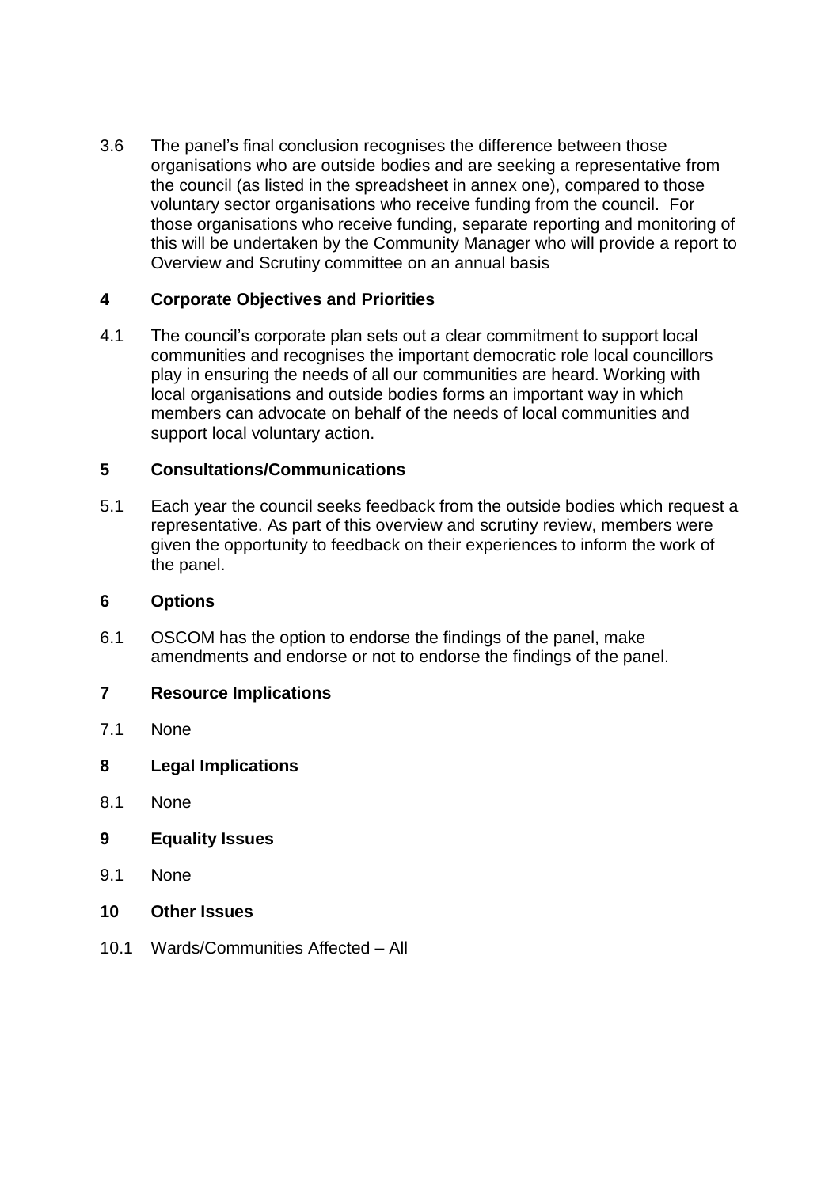3.6 The panel's final conclusion recognises the difference between those organisations who are outside bodies and are seeking a representative from the council (as listed in the spreadsheet in annex one), compared to those voluntary sector organisations who receive funding from the council. For those organisations who receive funding, separate reporting and monitoring of this will be undertaken by the Community Manager who will provide a report to Overview and Scrutiny committee on an annual basis

## 4 Corporate Objectives and Priorities

4.1 The council's corporate plan sets out a clear commitment to support local communities and recognises the important democratic role local councillors play in ensuring the needs of all our communities are heard. Working with local organisations and outside bodies forms an important way in which members can advocate on behalf of the needs of local communities and support local voluntary action.

## 5 Consultations/Communications

5.1 Each year the council seeks feedback from the outside bodies which request a representative. As part of this overview and scrutiny review, members were given the opportunity to feedback on their experiences to inform the work of the panel.

## 6 Options

6.1 OSCOM has the option to endorse the findings of the panel, make amendments and endorse or not to endorse the findings of the panel.

## 7 Resource Implications

7.1 None

## 8 Legal Implications

8.1 None

## 9 Equality Issues

9.1 None

## 10 Other Issues

10.1 Wards/Communities Affected – All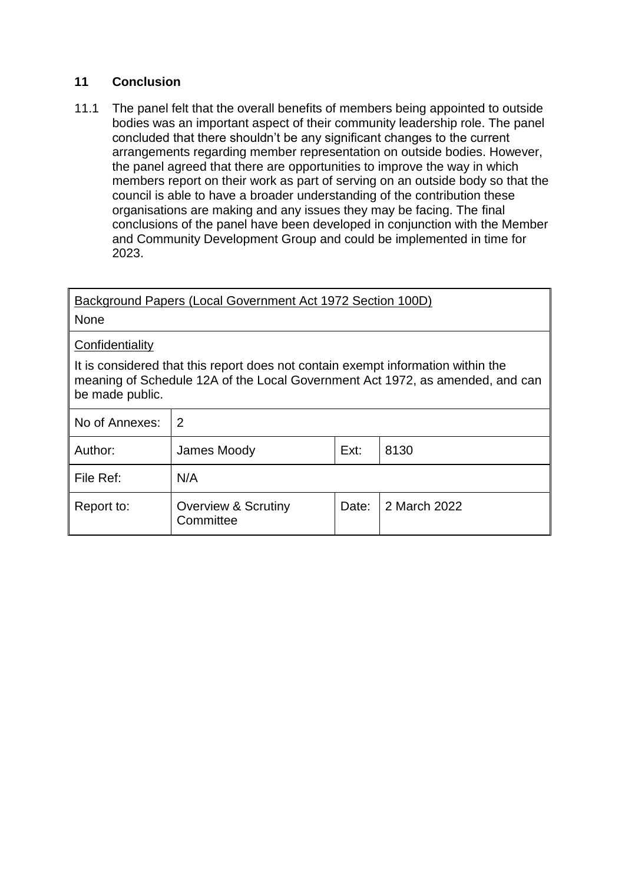## 11 Conclusion

11.1 The panel felt that the overall benefits of members being appointed to outside bodies was an important aspect of their community leadership role. The panel concluded that there shouldn't be any significant changes to the current arrangements regarding member representation on outside bodies. However, the panel agreed that there are opportunities to improve the way in which members report on their work as part of serving on an outside body so that the council is able to have a broader understanding of the contribution these organisations are making and any issues they may be facing. The final conclusions of the panel have been developed in conjunction with the Member and Community Development Group and could be implemented in time for 2023.

| | | | |
|---|---|---|---|
| Background Papers (Local Government Act 1972 Section 100D)<br>None | | | |
| Confidentiality<br>It is considered that this report does not contain exempt information within the meaning of Schedule 12A of the Local Government Act 1972, as amended, and can be made public. | | | |
| No of Annexes: | 2 | | |
| Author: | James Moody | Ext: | 8130 |
| File Ref: | N/A | | |
| Report to: | Overview & Scrutiny Committee | Date: | 2 March 2022 |